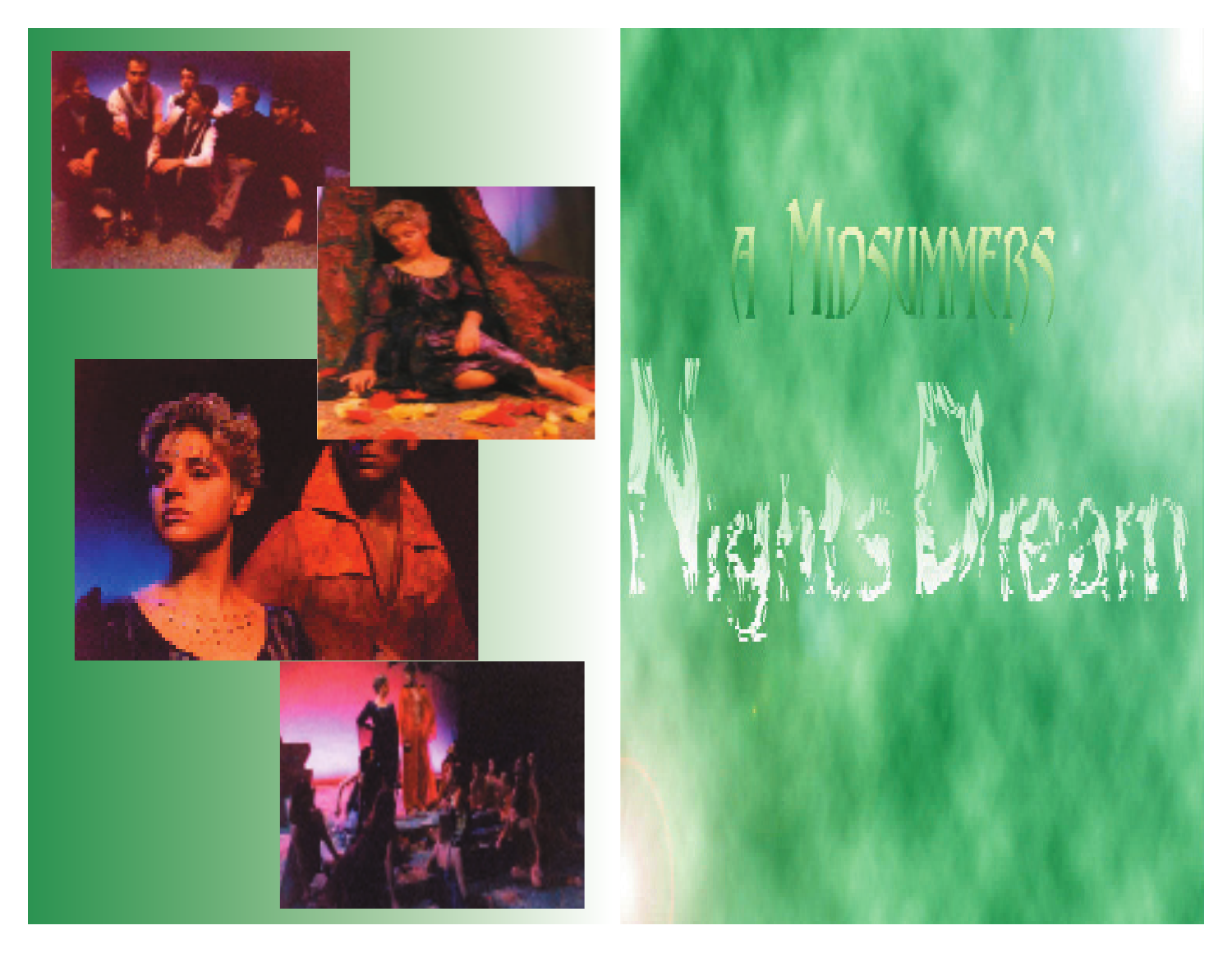# A Midsummers Nights Dream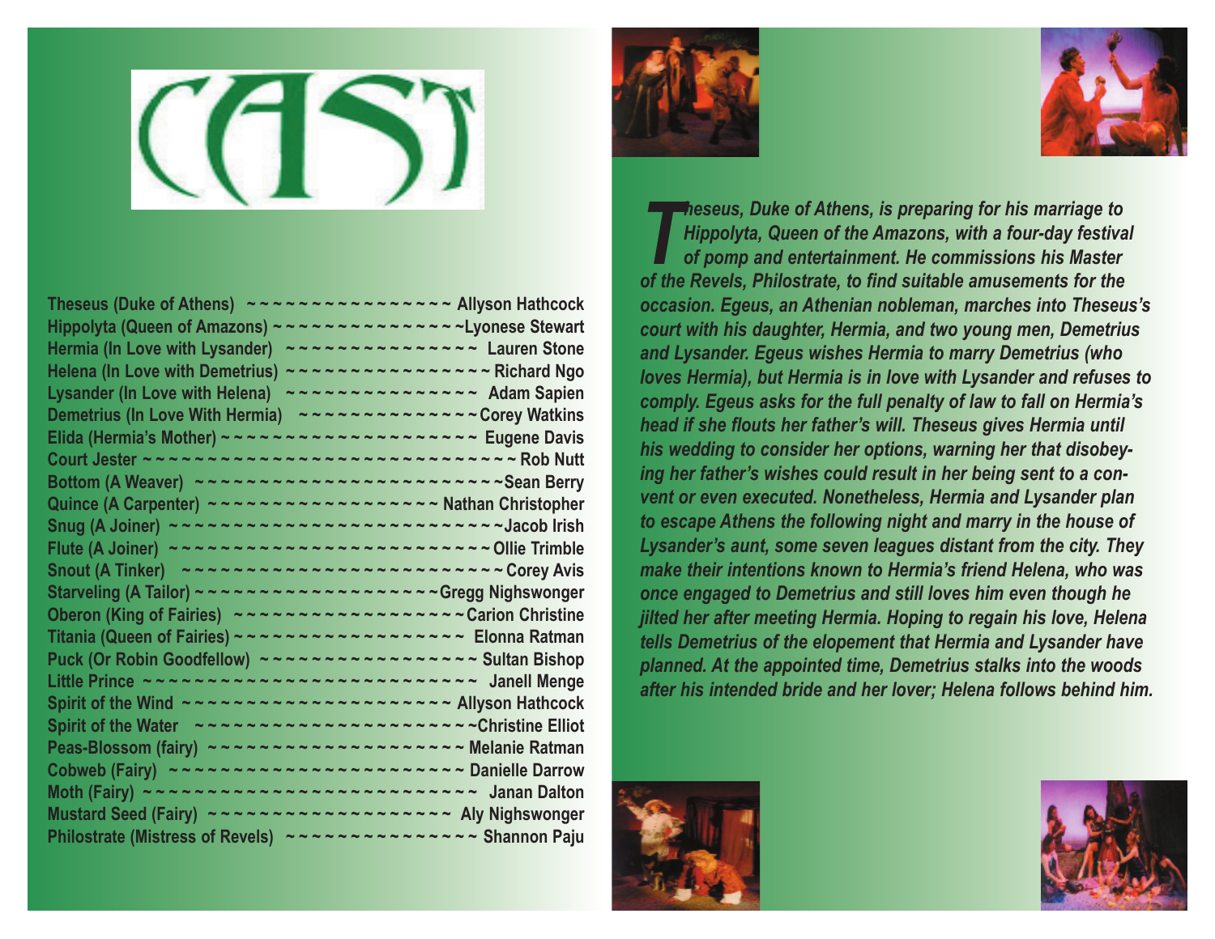# CAST

Theseus (Duke of Athens) ~~~~~~~~~~~~~~~~ Allyson Hathcock
Hippolyta (Queen of Amazons) ~~~~~~~~~~~~~~~~Lyonese Stewart
Hermia (In Love with Lysander) ~~~~~~~~~~~~~~~~ Lauren Stone
Helena (In Love with Demetrius) ~~~~~~~~~~~~~~~~ Richard Ngo
Lysander (In Love with Helena) ~~~~~~~~~~~~~~~~ Adam Sapien
Demetrius (In Love With Hermia) ~~~~~~~~~~~~~~~Corey Watkins
Elida (Hermia's Mother) ~~~~~~~~~~~~~~~~~~~~~ Eugene Davis
Court Jester ~~~~~~~~~~~~~~~~~~~~~~~~~~~~~~ Rob Nutt
Bottom (A Weaver) ~~~~~~~~~~~~~~~~~~~~~~~~~Sean Berry
Quince (A Carpenter) ~~~~~~~~~~~~~~~~~~ Nathan Christopher
Snug (A Joiner) ~~~~~~~~~~~~~~~~~~~~~~~~~~~Jacob Irish
Flute (A Joiner) ~~~~~~~~~~~~~~~~~~~~~~~~~~ Ollie Trimble
Snout (A Tinker) ~~~~~~~~~~~~~~~~~~~~~~~~~~ Corey Avis
Starveling (A Tailor) ~~~~~~~~~~~~~~~~~~~Gregg Nighswonger
Oberon (King of Fairies) ~~~~~~~~~~~~~~~~~~ Carion Christine
Titania (Queen of Fairies) ~~~~~~~~~~~~~~~~~~ Elonna Ratman
Puck (Or Robin Goodfellow) ~~~~~~~~~~~~~~~~~~ Sultan Bishop
Little Prince ~~~~~~~~~~~~~~~~~~~~~~~~~~~~ Janell Menge
Spirit of the Wind ~~~~~~~~~~~~~~~~~~~~~~ Allyson Hathcock
Spirit of the Water ~~~~~~~~~~~~~~~~~~~~~~Christine Elliot
Peas-Blossom (fairy) ~~~~~~~~~~~~~~~~~~~~ Melanie Ratman
Cobweb (Fairy) ~~~~~~~~~~~~~~~~~~~~~~~~ Danielle Darrow
Moth (Fairy) ~~~~~~~~~~~~~~~~~~~~~~~~~~~ Janan Dalton
Mustard Seed (Fairy) ~~~~~~~~~~~~~~~~~~~ Aly Nighswonger
Philostrate (Mistress of Revels) ~~~~~~~~~~~~~~~~ Shannon Paju

***Theseus, Duke of Athens, is preparing for his marriage to Hippolyta, Queen of the Amazons, with a four-day festival of pomp and entertainment. He commissions his Master of the Revels, Philostrate, to find suitable amusements for the occasion. Egeus, an Athenian nobleman, marches into Theseus's court with his daughter, Hermia, and two young men, Demetrius and Lysander. Egeus wishes Hermia to marry Demetrius (who loves Hermia), but Hermia is in love with Lysander and refuses to comply. Egeus asks for the full penalty of law to fall on Hermia's head if she flouts her father's will. Theseus gives Hermia until his wedding to consider her options, warning her that disobeying her father's wishes could result in her being sent to a convent or even executed. Nonetheless, Hermia and Lysander plan to escape Athens the following night and marry in the house of Lysander's aunt, some seven leagues distant from the city. They make their intentions known to Hermia's friend Helena, who was once engaged to Demetrius and still loves him even though he jilted her after meeting Hermia. Hoping to regain his love, Helena tells Demetrius of the elopement that Hermia and Lysander have planned. At the appointed time, Demetrius stalks into the woods after his intended bride and her lover; Helena follows behind him.***